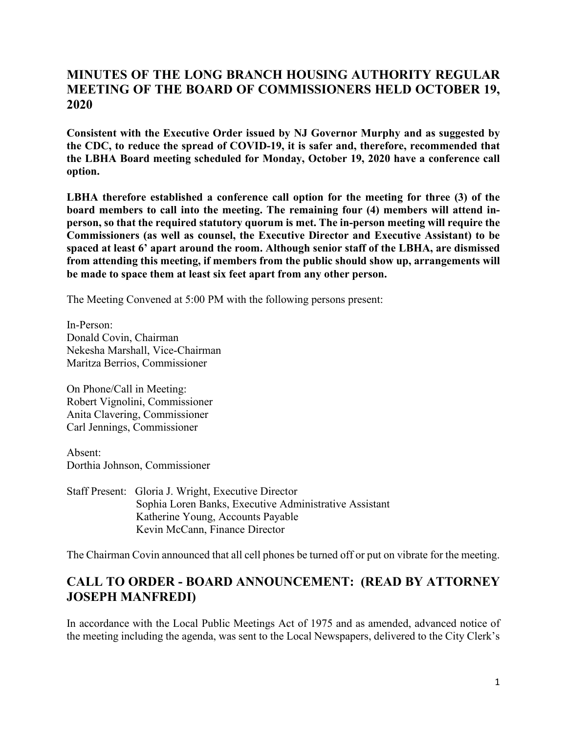# MINUTES OF THE LONG BRANCH HOUSING AUTHORITY REGULAR MEETING OF THE BOARD OF COMMISSIONERS HELD OCTOBER 19, 2020

**Consistent with the Executive Order issued by NJ Governor Murphy and as suggested by the CDC, to reduce the spread of COVID-19, it is safer and, therefore, recommended that the LBHA Board meeting scheduled for Monday, October 19, 2020 have a conference call option.**

**LBHA therefore established a conference call option for the meeting for three (3) of the board members to call into the meeting. The remaining four (4) members will attend in-person, so that the required statutory quorum is met. The in-person meeting will require the Commissioners (as well as counsel, the Executive Director and Executive Assistant) to be spaced at least 6' apart around the room. Although senior staff of the LBHA, are dismissed from attending this meeting, if members from the public should show up, arrangements will be made to space them at least six feet apart from any other person.**

The Meeting Convened at 5:00 PM with the following persons present:

In-Person:
Donald Covin, Chairman
Nekesha Marshall, Vice-Chairman
Maritza Berrios, Commissioner

On Phone/Call in Meeting:
Robert Vignolini, Commissioner
Anita Clavering, Commissioner
Carl Jennings, Commissioner

Absent:
Dorthia Johnson, Commissioner

Staff Present: Gloria J. Wright, Executive Director
Sophia Loren Banks, Executive Administrative Assistant
Katherine Young, Accounts Payable
Kevin McCann, Finance Director

The Chairman Covin announced that all cell phones be turned off or put on vibrate for the meeting.

## CALL TO ORDER - BOARD ANNOUNCEMENT: (READ BY ATTORNEY JOSEPH MANFREDI)

In accordance with the Local Public Meetings Act of 1975 and as amended, advanced notice of the meeting including the agenda, was sent to the Local Newspapers, delivered to the City Clerk's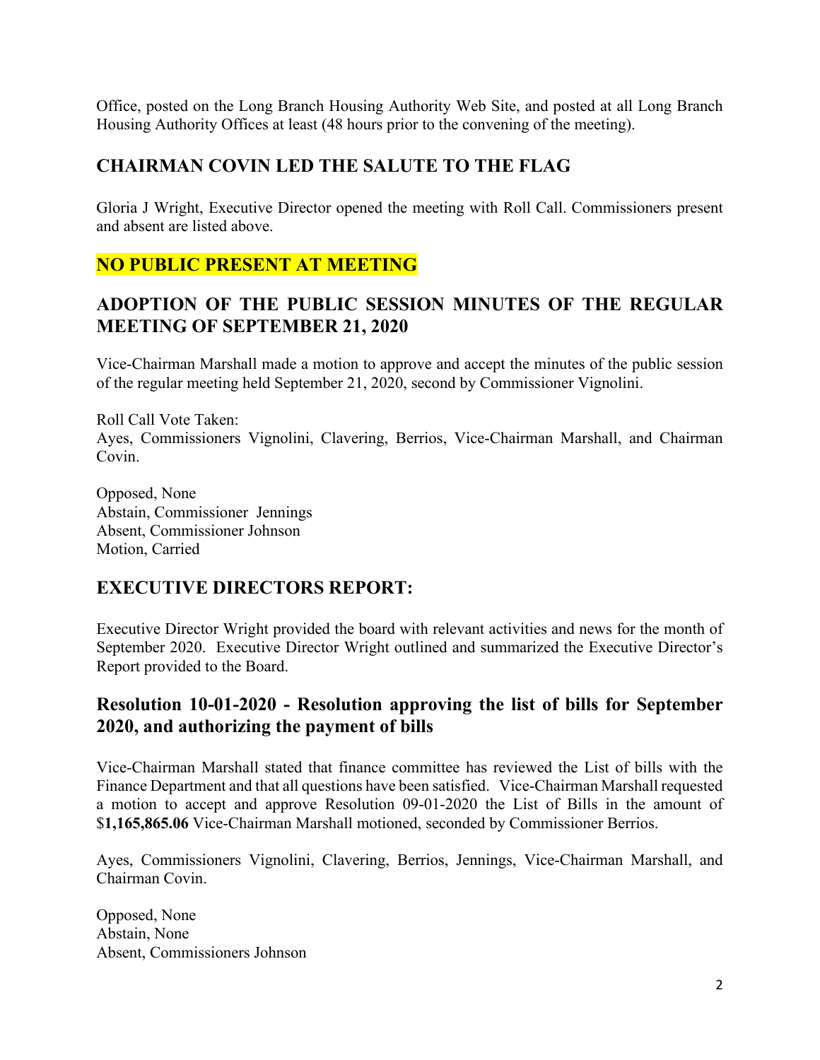Office, posted on the Long Branch Housing Authority Web Site, and posted at all Long Branch Housing Authority Offices at least (48 hours prior to the convening of the meeting).

## CHAIRMAN COVIN LED THE SALUTE TO THE FLAG

Gloria J Wright, Executive Director opened the meeting with Roll Call. Commissioners present and absent are listed above.

## NO PUBLIC PRESENT AT MEETING

## ADOPTION OF THE PUBLIC SESSION MINUTES OF THE REGULAR MEETING OF SEPTEMBER 21, 2020

Vice-Chairman Marshall made a motion to approve and accept the minutes of the public session of the regular meeting held September 21, 2020, second by Commissioner Vignolini.

Roll Call Vote Taken:
Ayes, Commissioners Vignolini, Clavering, Berrios, Vice-Chairman Marshall, and Chairman Covin.

Opposed, None
Abstain, Commissioner Jennings
Absent, Commissioner Johnson
Motion, Carried

## EXECUTIVE DIRECTORS REPORT:

Executive Director Wright provided the board with relevant activities and news for the month of September 2020. Executive Director Wright outlined and summarized the Executive Director's Report provided to the Board.

## Resolution 10-01-2020 - Resolution approving the list of bills for September 2020, and authorizing the payment of bills

Vice-Chairman Marshall stated that finance committee has reviewed the List of bills with the Finance Department and that all questions have been satisfied. Vice-Chairman Marshall requested a motion to accept and approve Resolution 09-01-2020 the List of Bills in the amount of $**1,165,865.06** Vice-Chairman Marshall motioned, seconded by Commissioner Berrios.

Ayes, Commissioners Vignolini, Clavering, Berrios, Jennings, Vice-Chairman Marshall, and Chairman Covin.

Opposed, None
Abstain, None
Absent, Commissioners Johnson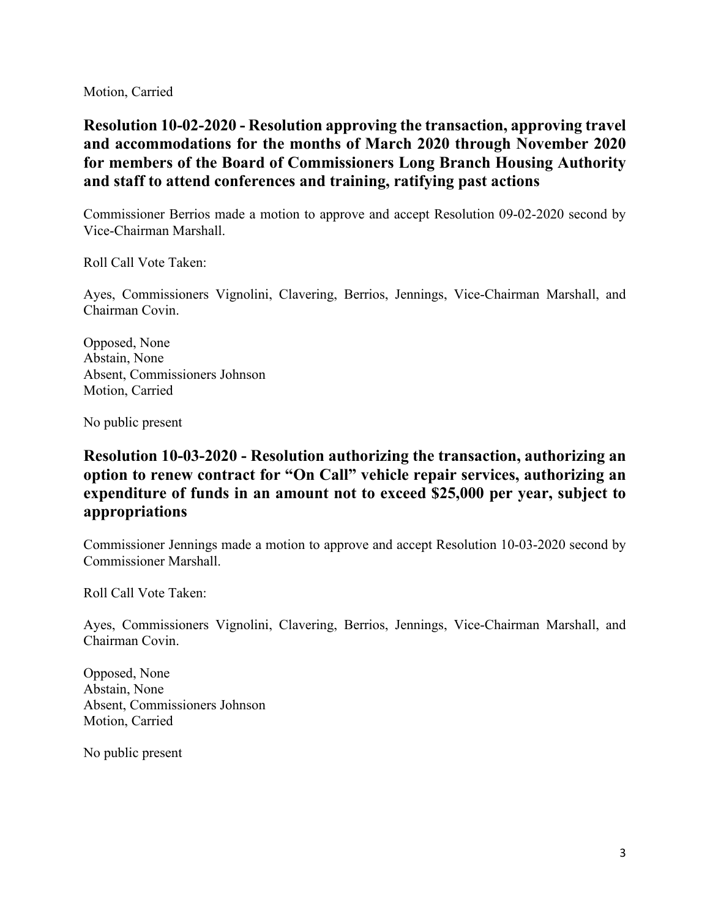Motion, Carried

## Resolution 10-02-2020 - Resolution approving the transaction, approving travel and accommodations for the months of March 2020 through November 2020 for members of the Board of Commissioners Long Branch Housing Authority and staff to attend conferences and training, ratifying past actions

Commissioner Berrios made a motion to approve and accept Resolution 09-02-2020 second by Vice-Chairman Marshall.

Roll Call Vote Taken:

Ayes, Commissioners Vignolini, Clavering, Berrios, Jennings, Vice-Chairman Marshall, and Chairman Covin.

Opposed, None
Abstain, None
Absent, Commissioners Johnson
Motion, Carried

No public present

## Resolution 10-03-2020 - Resolution authorizing the transaction, authorizing an option to renew contract for "On Call" vehicle repair services, authorizing an expenditure of funds in an amount not to exceed $25,000 per year, subject to appropriations

Commissioner Jennings made a motion to approve and accept Resolution 10-03-2020 second by Commissioner Marshall.

Roll Call Vote Taken:

Ayes, Commissioners Vignolini, Clavering, Berrios, Jennings, Vice-Chairman Marshall, and Chairman Covin.

Opposed, None
Abstain, None
Absent, Commissioners Johnson
Motion, Carried

No public present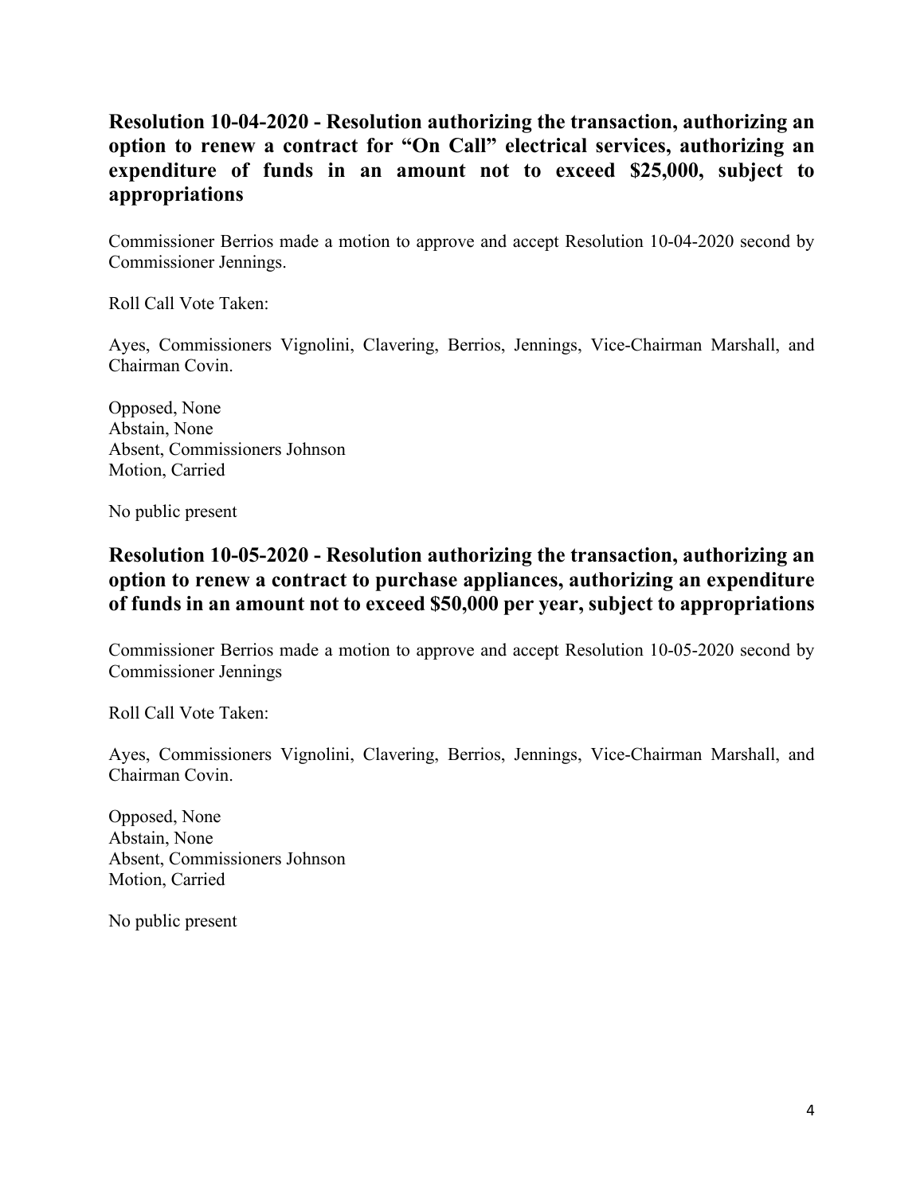## Resolution 10-04-2020 - Resolution authorizing the transaction, authorizing an option to renew a contract for "On Call" electrical services, authorizing an expenditure of funds in an amount not to exceed $25,000, subject to appropriations

Commissioner Berrios made a motion to approve and accept Resolution 10-04-2020 second by Commissioner Jennings.

Roll Call Vote Taken:

Ayes, Commissioners Vignolini, Clavering, Berrios, Jennings, Vice-Chairman Marshall, and Chairman Covin.

Opposed, None
Abstain, None
Absent, Commissioners Johnson
Motion, Carried

No public present

## Resolution 10-05-2020 - Resolution authorizing the transaction, authorizing an option to renew a contract to purchase appliances, authorizing an expenditure of funds in an amount not to exceed $50,000 per year, subject to appropriations

Commissioner Berrios made a motion to approve and accept Resolution 10-05-2020 second by Commissioner Jennings

Roll Call Vote Taken:

Ayes, Commissioners Vignolini, Clavering, Berrios, Jennings, Vice-Chairman Marshall, and Chairman Covin.

Opposed, None
Abstain, None
Absent, Commissioners Johnson
Motion, Carried

No public present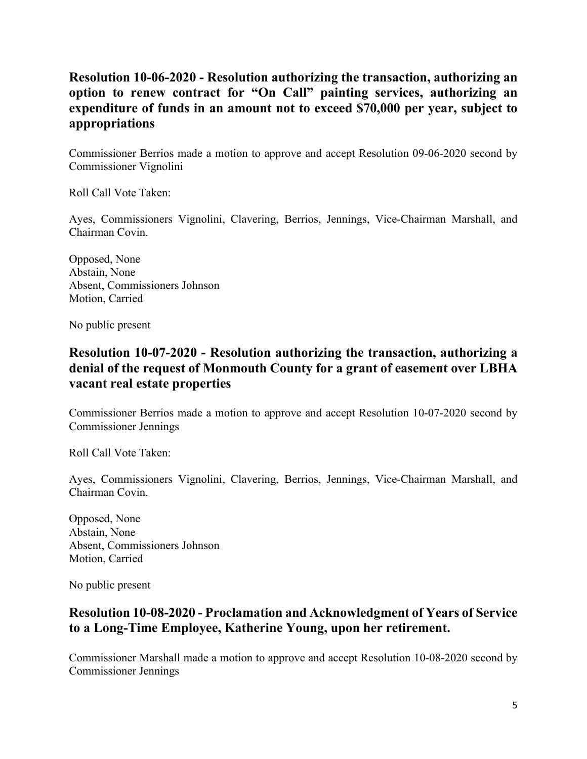## Resolution 10-06-2020 - Resolution authorizing the transaction, authorizing an option to renew contract for "On Call" painting services, authorizing an expenditure of funds in an amount not to exceed $70,000 per year, subject to appropriations

Commissioner Berrios made a motion to approve and accept Resolution 09-06-2020 second by Commissioner Vignolini

Roll Call Vote Taken:

Ayes, Commissioners Vignolini, Clavering, Berrios, Jennings, Vice-Chairman Marshall, and Chairman Covin.

Opposed, None
Abstain, None
Absent, Commissioners Johnson
Motion, Carried

No public present

## Resolution 10-07-2020 - Resolution authorizing the transaction, authorizing a denial of the request of Monmouth County for a grant of easement over LBHA vacant real estate properties

Commissioner Berrios made a motion to approve and accept Resolution 10-07-2020 second by Commissioner Jennings

Roll Call Vote Taken:

Ayes, Commissioners Vignolini, Clavering, Berrios, Jennings, Vice-Chairman Marshall, and Chairman Covin.

Opposed, None
Abstain, None
Absent, Commissioners Johnson
Motion, Carried

No public present

## Resolution 10-08-2020 - Proclamation and Acknowledgment of Years of Service to a Long-Time Employee, Katherine Young, upon her retirement.

Commissioner Marshall made a motion to approve and accept Resolution 10-08-2020 second by Commissioner Jennings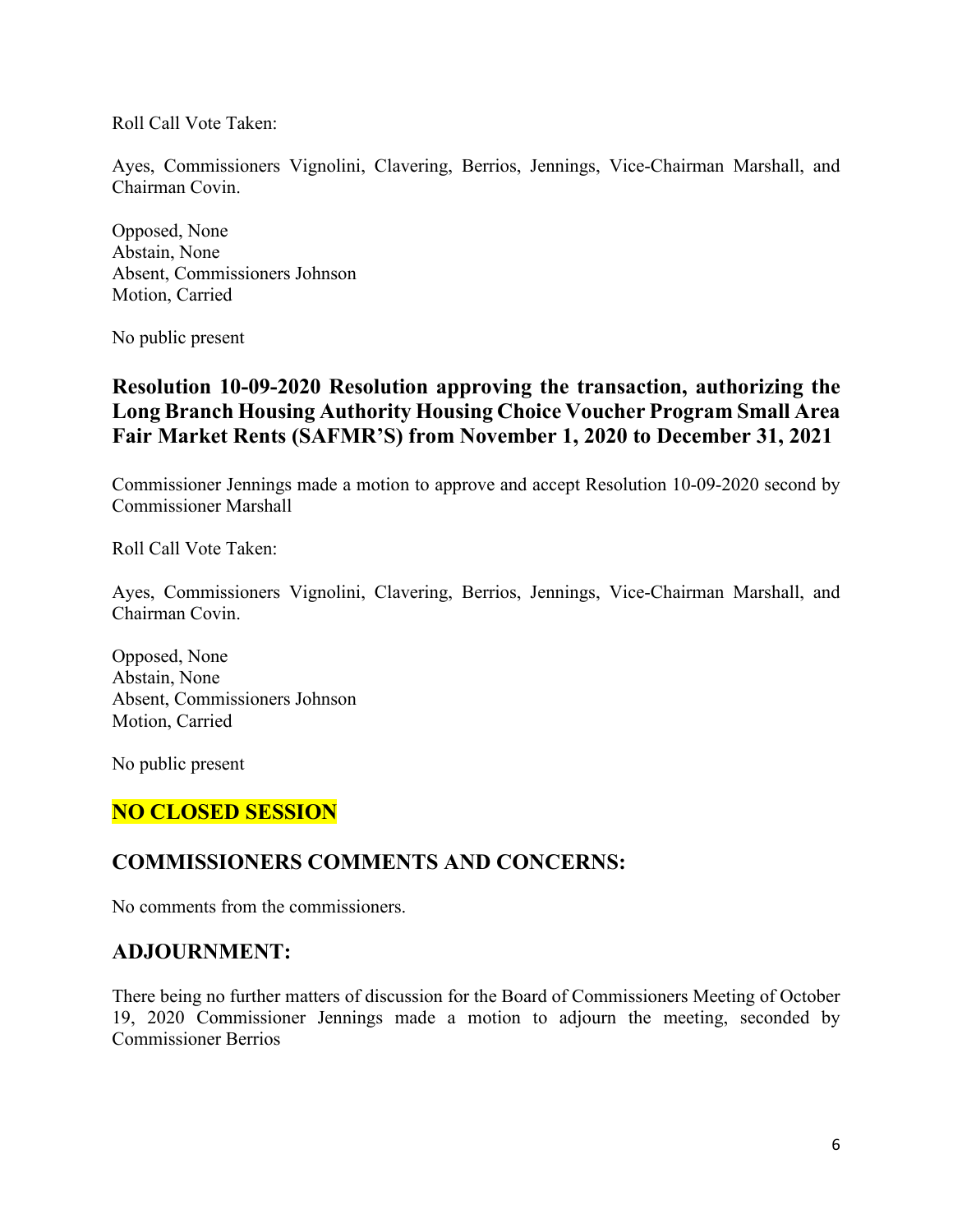Roll Call Vote Taken:

Ayes, Commissioners Vignolini, Clavering, Berrios, Jennings, Vice-Chairman Marshall, and Chairman Covin.

Opposed, None
Abstain, None
Absent, Commissioners Johnson
Motion, Carried

No public present

### Resolution 10-09-2020 Resolution approving the transaction, authorizing the Long Branch Housing Authority Housing Choice Voucher Program Small Area Fair Market Rents (SAFMR'S) from November 1, 2020 to December 31, 2021

Commissioner Jennings made a motion to approve and accept Resolution 10-09-2020 second by Commissioner Marshall

Roll Call Vote Taken:

Ayes, Commissioners Vignolini, Clavering, Berrios, Jennings, Vice-Chairman Marshall, and Chairman Covin.

Opposed, None
Abstain, None
Absent, Commissioners Johnson
Motion, Carried

No public present

## NO CLOSED SESSION

## COMMISSIONERS COMMENTS AND CONCERNS:

No comments from the commissioners.

## ADJOURNMENT:

There being no further matters of discussion for the Board of Commissioners Meeting of October 19, 2020 Commissioner Jennings made a motion to adjourn the meeting, seconded by Commissioner Berrios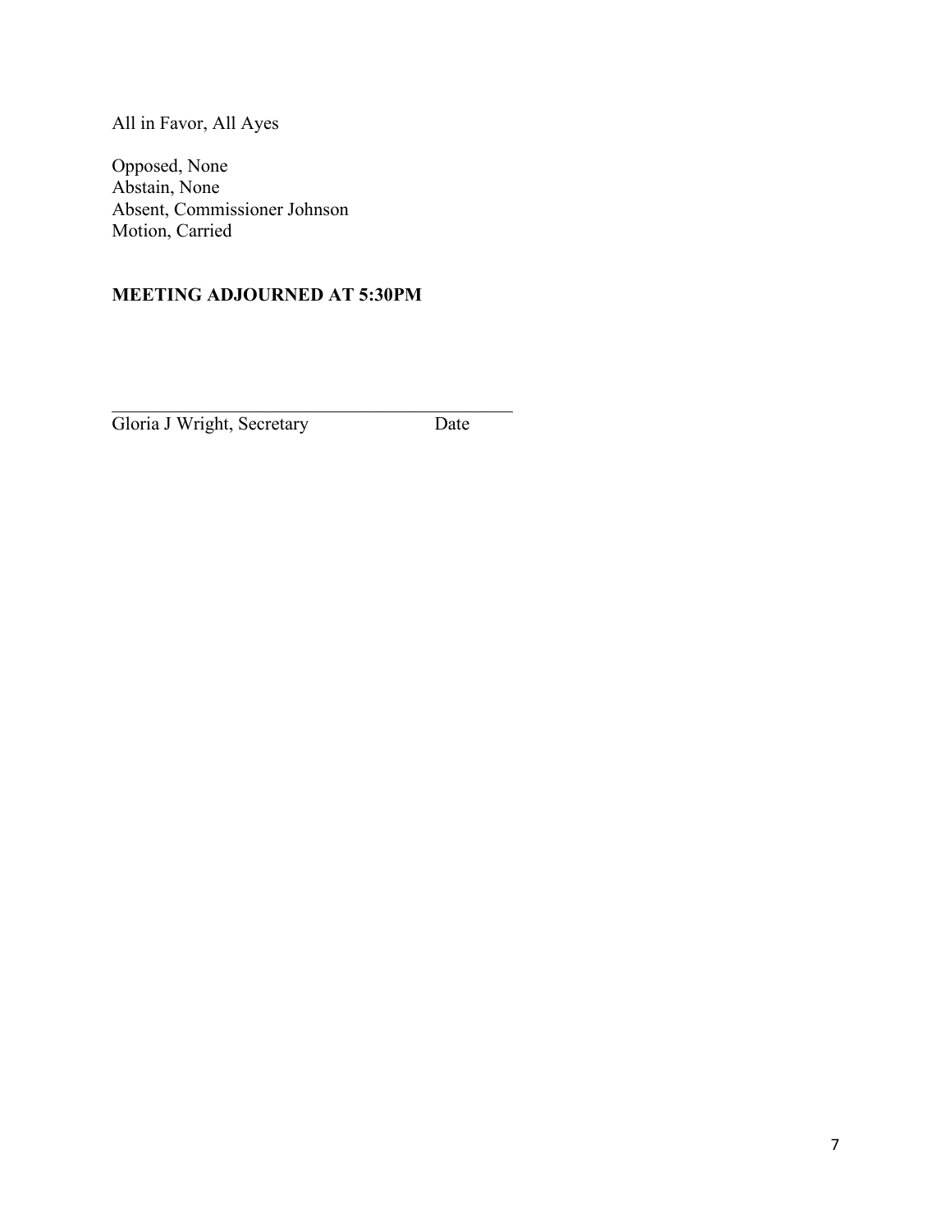All in Favor, All Ayes

Opposed, None
Abstain, None
Absent, Commissioner Johnson
Motion, Carried

**MEETING ADJOURNED AT 5:30PM**

\_\_\_\_\_\_\_\_\_\_\_\_\_\_\_\_\_\_\_\_\_\_\_\_\_\_\_\_\_\_\_\_\_\_\_\_\_\_\_\_\_\_\_\_
Gloria J Wright, Secretary Date